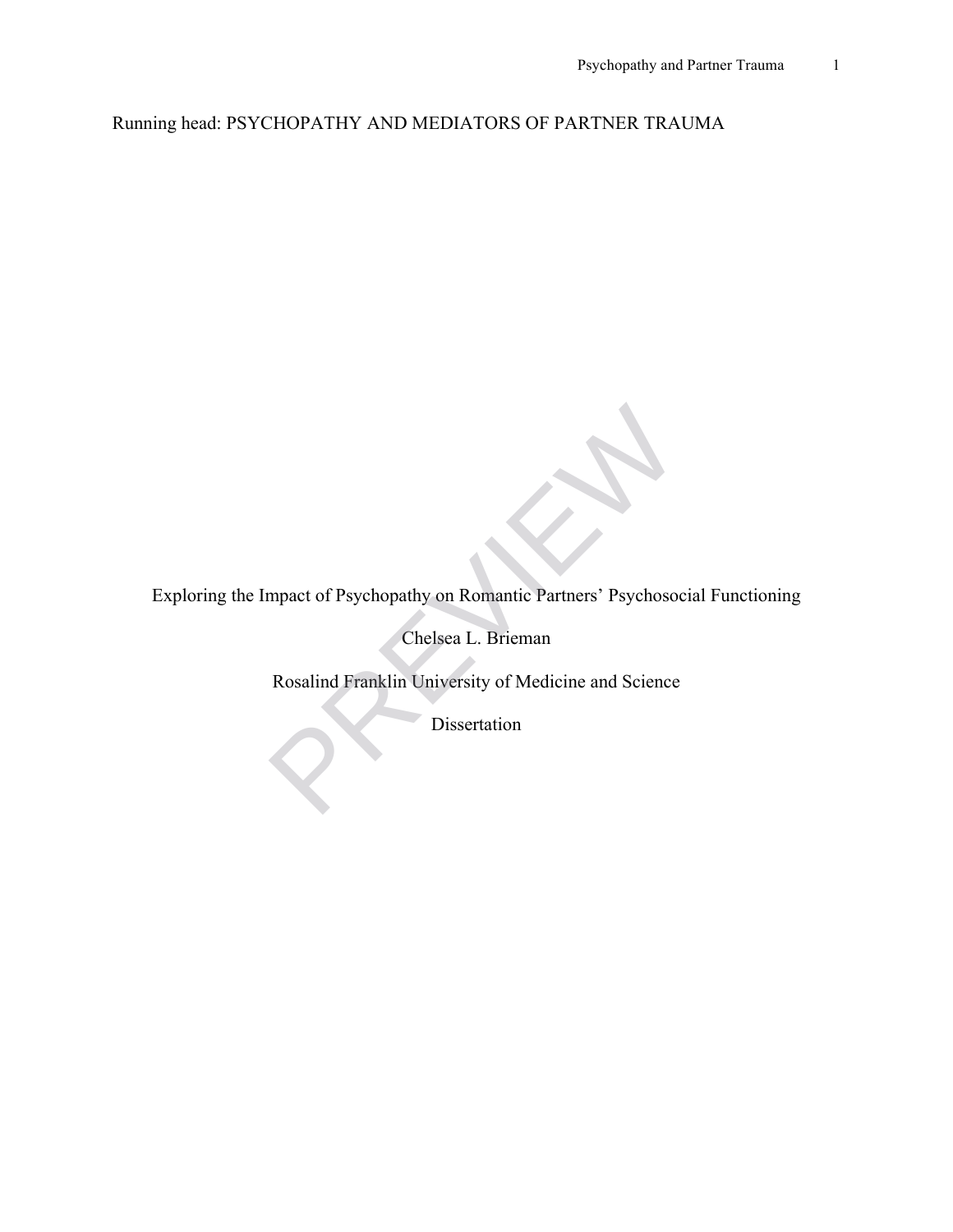Running head: PSYCHOPATHY AND MEDIATORS OF PARTNER TRAUMA

# Exploring the Impact of Psychopathy on Romantic Partners' Psychosocial Functioning

Chelsea L. Brieman

Rosalind Franklin University of Medicine and Science

Dissertation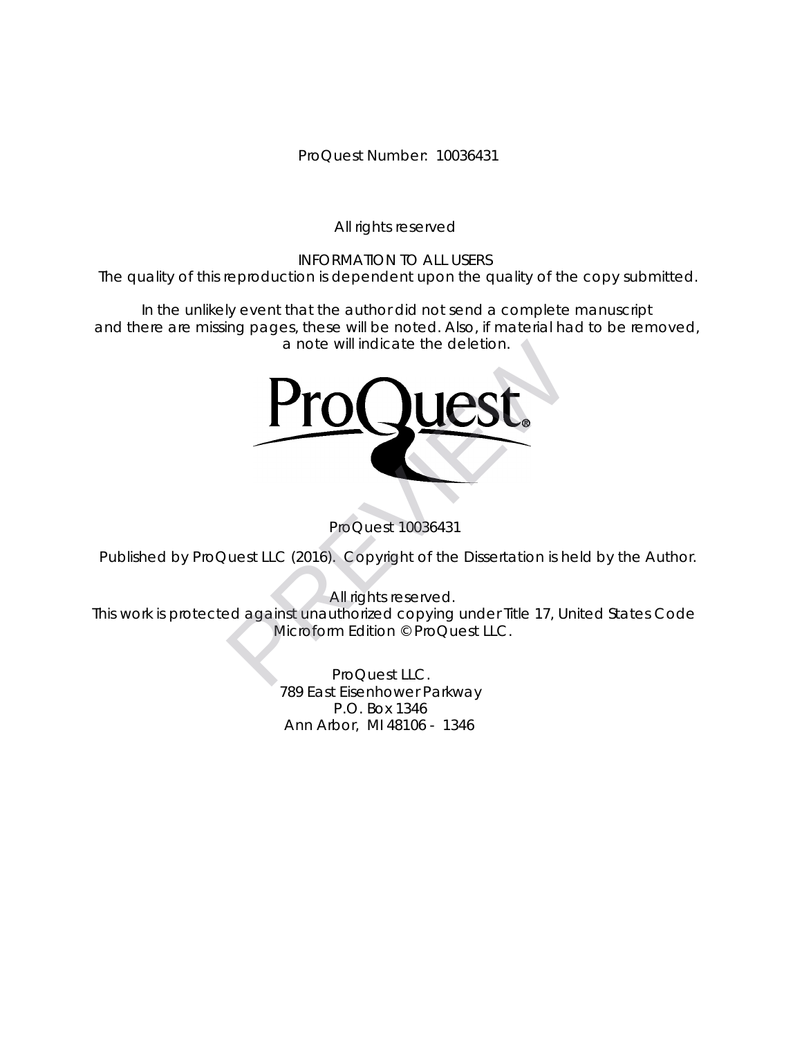ProQuest Number: 10036431

All rights reserved

INFORMATION TO ALL USERS
The quality of this reproduction is dependent upon the quality of the copy submitted.

In the unlikely event that the author did not send a complete manuscript
and there are missing pages, these will be noted. Also, if material had to be removed,
a note will indicate the deletion.

ProQuest 10036431

Published by ProQuest LLC (2016). Copyright of the Dissertation is held by the Author.

All rights reserved.
This work is protected against unauthorized copying under Title 17, United States Code
Microform Edition © ProQuest LLC.

ProQuest LLC.
789 East Eisenhower Parkway
P.O. Box 1346
Ann Arbor, MI 48106 - 1346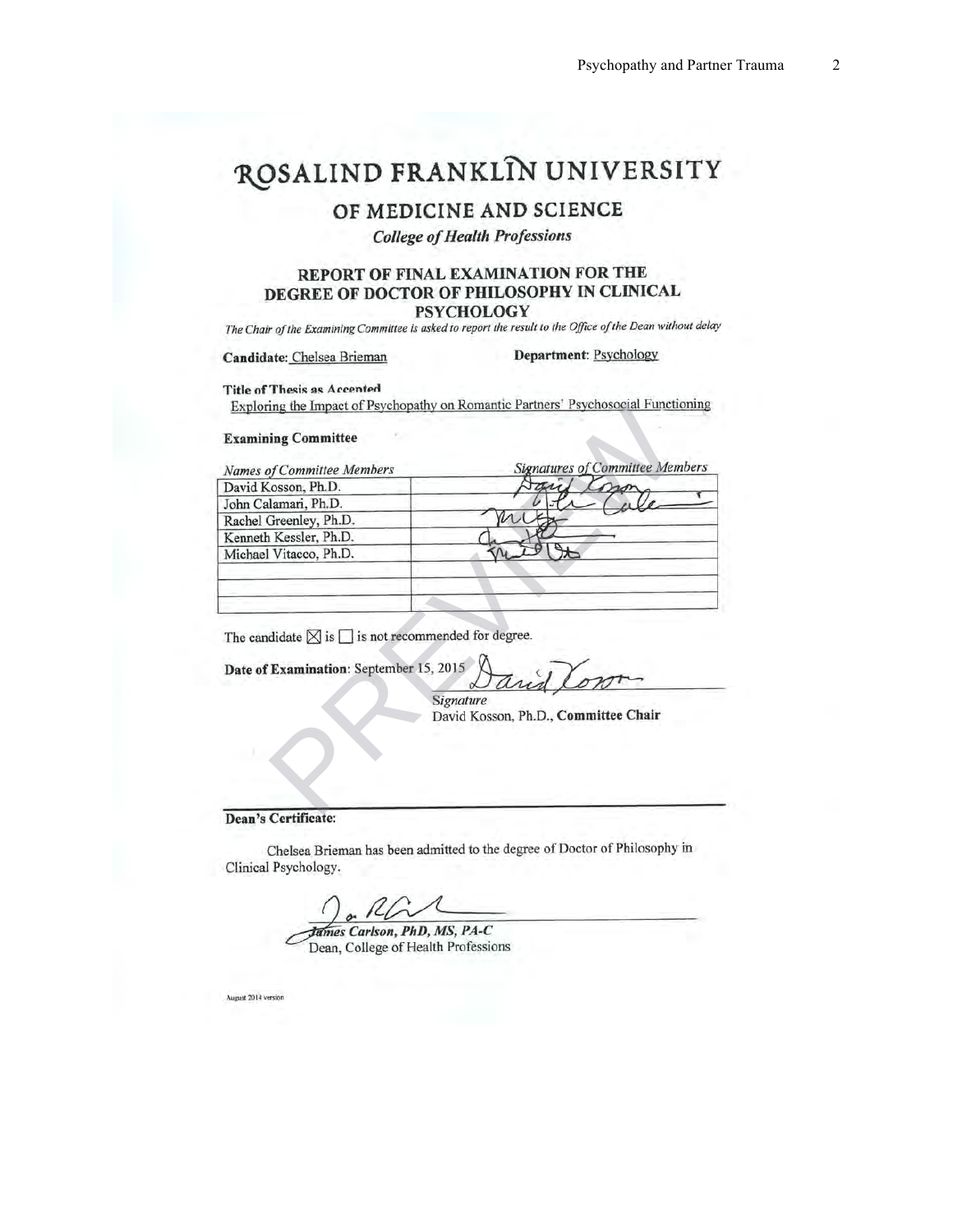# ROSALIND FRANKLIN UNIVERSITY

## OF MEDICINE AND SCIENCE

### *College of Health Professions*

### REPORT OF FINAL EXAMINATION FOR THE DEGREE OF DOCTOR OF PHILOSOPHY IN CLINICAL PSYCHOLOGY

*The Chair of the Examining Committee is asked to report the result to the Office of the Dean without delay*

**Candidate:** Chelsea Brieman **Department:** Psychology

**Title of Thesis as Accepted**

Exploring the Impact of Psychopathy on Romantic Partners' Psychosocial Functioning

**Examining Committee**

| *Names of Committee Members* | *Signatures of Committee Members* |
|---|---|
| David Kosson, Ph.D. | [signature] |
| John Calamari, Ph.D. | [signature] |
| Rachel Greenley, Ph.D. | [signature] |
| Kenneth Kessler, Ph.D. | [signature] |
| Michael Vitacco, Ph.D. | [signature] |
| | |
| | |
| | |

The candidate ☒ is ☐ is not recommended for degree.

**Date of Examination:** September 15, 2015

[signature]

*Signature*

David Kosson, Ph.D., **Committee Chair**

---

**Dean's Certificate:**

Chelsea Brieman has been admitted to the degree of Doctor of Philosophy in Clinical Psychology.

[signature]

*James Carlson, PhD, MS, PA-C*

Dean, College of Health Professions

August 2014 version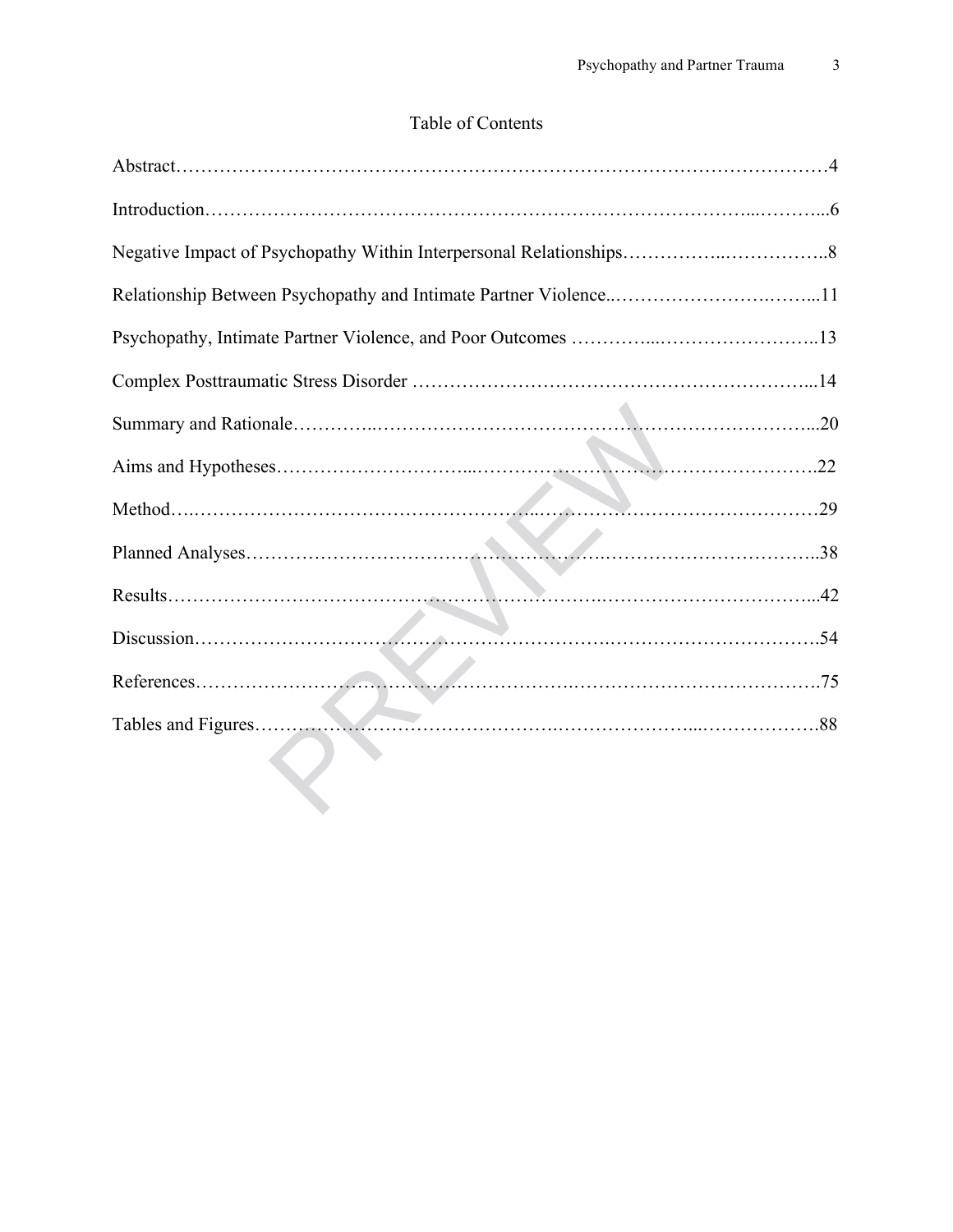# Table of Contents

Abstract…………………………………………………………………………………………4

Introduction……………………………………………………………………………...………...6

Negative Impact of Psychopathy Within Interpersonal Relationships……………..……………..8

Relationship Between Psychopathy and Intimate Partner Violence..…………………….……...11

Psychopathy, Intimate Partner Violence, and Poor Outcomes …………...……………………..13

Complex Posttraumatic Stress Disorder ………………………………………………………...14

Summary and Rationale…………..……………………………………………………………...20

Aims and Hypotheses………………………...………………………………………………….22

Method….……………………………………………..…………………………………………29

Planned Analyses……………………………………………….……………………………..38

Results……………………………………………………………..……………………………...42

Discussion………………………………………………………….…………………………….54

References…………………………………………………….………………………………….75

Tables and Figures………………………………………….…………………...……………….88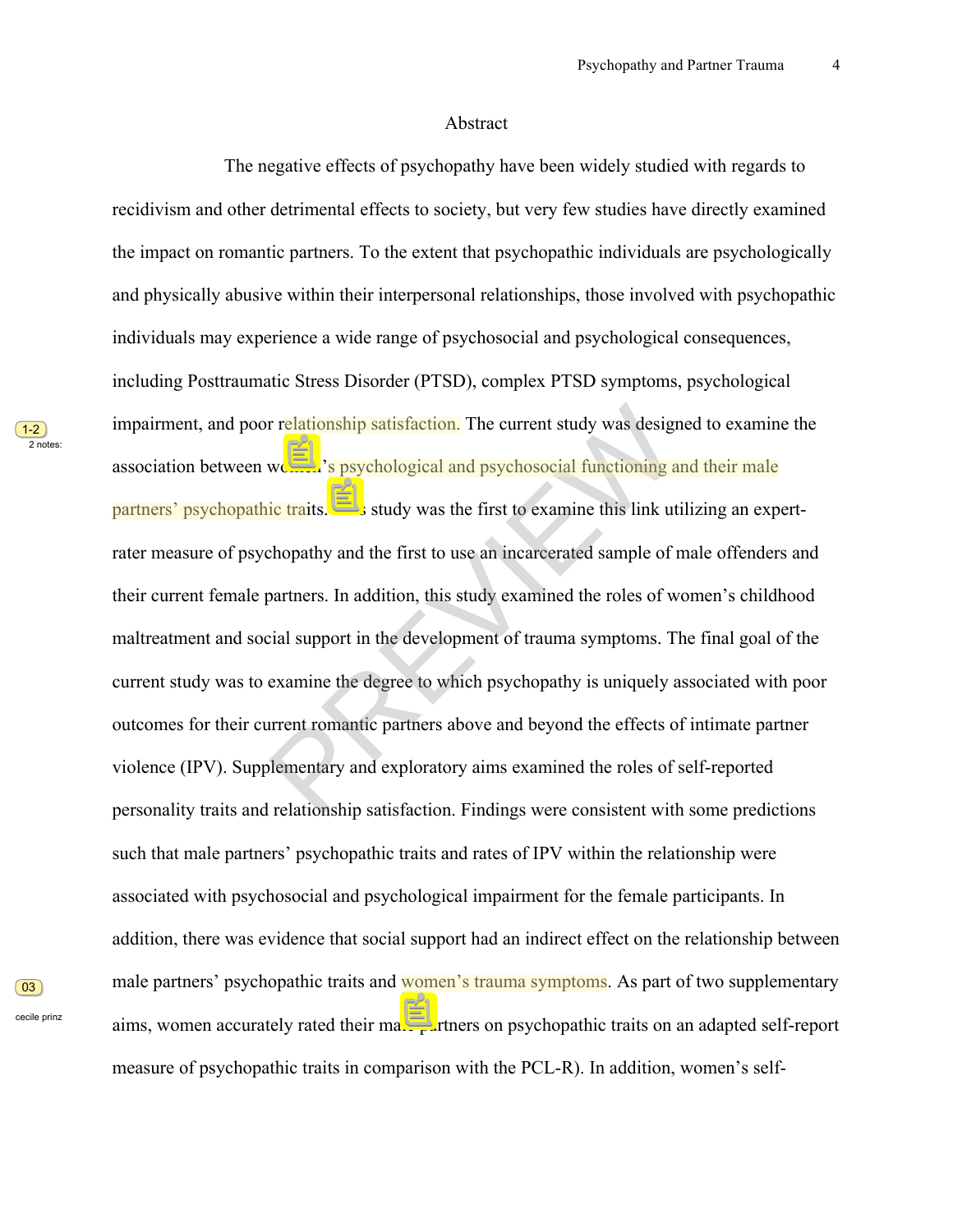# Abstract

The negative effects of psychopathy have been widely studied with regards to recidivism and other detrimental effects to society, but very few studies have directly examined the impact on romantic partners. To the extent that psychopathic individuals are psychologically and physically abusive within their interpersonal relationships, those involved with psychopathic individuals may experience a wide range of psychosocial and psychological consequences, including Posttraumatic Stress Disorder (PTSD), complex PTSD symptoms, psychological impairment, and poor relationship satisfaction. The current study was designed to examine the association between women's psychological and psychosocial functioning and their male partners' psychopathic traits. This study was the first to examine this link utilizing an expert-rater measure of psychopathy and the first to use an incarcerated sample of male offenders and their current female partners. In addition, this study examined the roles of women's childhood maltreatment and social support in the development of trauma symptoms. The final goal of the current study was to examine the degree to which psychopathy is uniquely associated with poor outcomes for their current romantic partners above and beyond the effects of intimate partner violence (IPV). Supplementary and exploratory aims examined the roles of self-reported personality traits and relationship satisfaction. Findings were consistent with some predictions such that male partners' psychopathic traits and rates of IPV within the relationship were associated with psychosocial and psychological impairment for the female participants. In addition, there was evidence that social support had an indirect effect on the relationship between male partners' psychopathic traits and women's trauma symptoms. As part of two supplementary aims, women accurately rated their male partners on psychopathic traits on an adapted self-report measure of psychopathic traits in comparison with the PCL-R). In addition, women's self-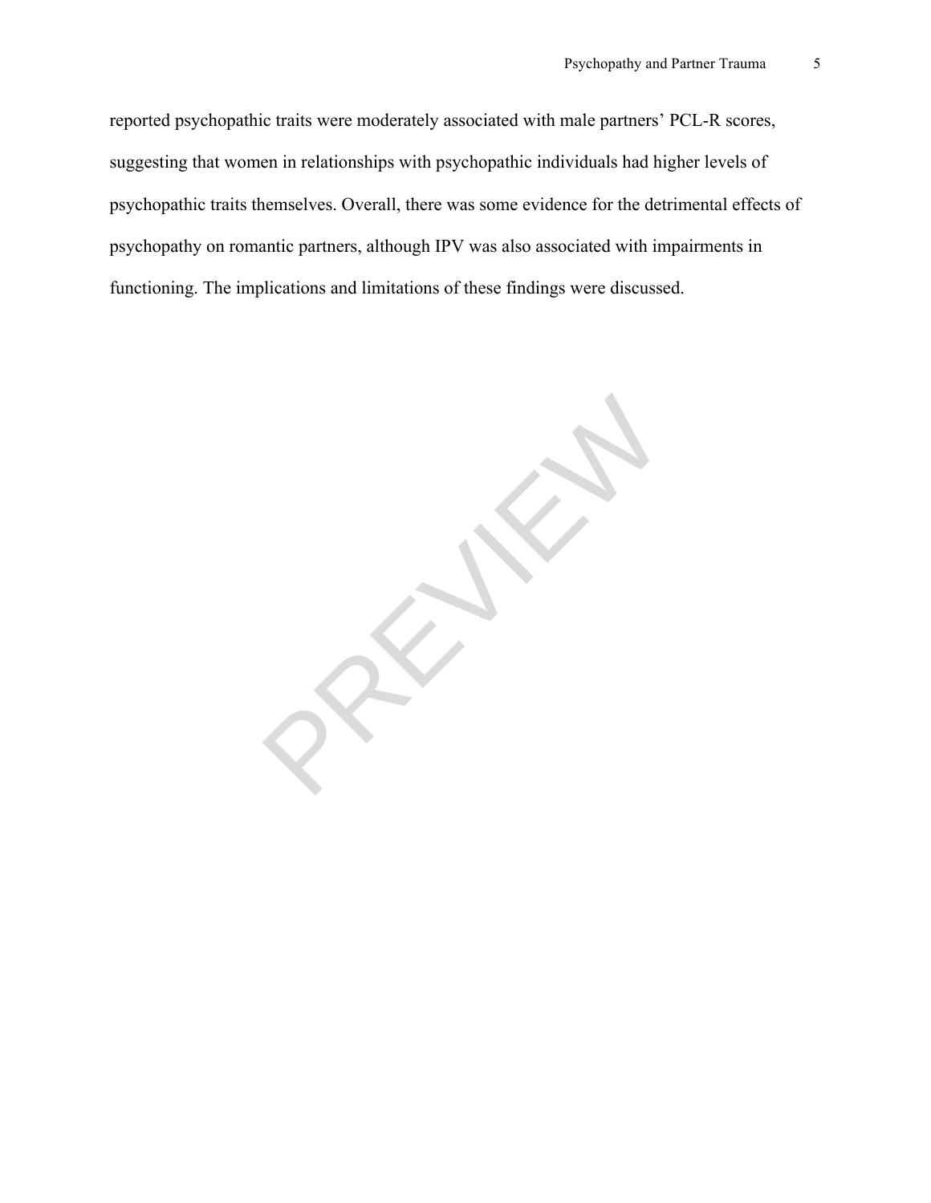reported psychopathic traits were moderately associated with male partners' PCL-R scores, suggesting that women in relationships with psychopathic individuals had higher levels of psychopathic traits themselves. Overall, there was some evidence for the detrimental effects of psychopathy on romantic partners, although IPV was also associated with impairments in functioning. The implications and limitations of these findings were discussed.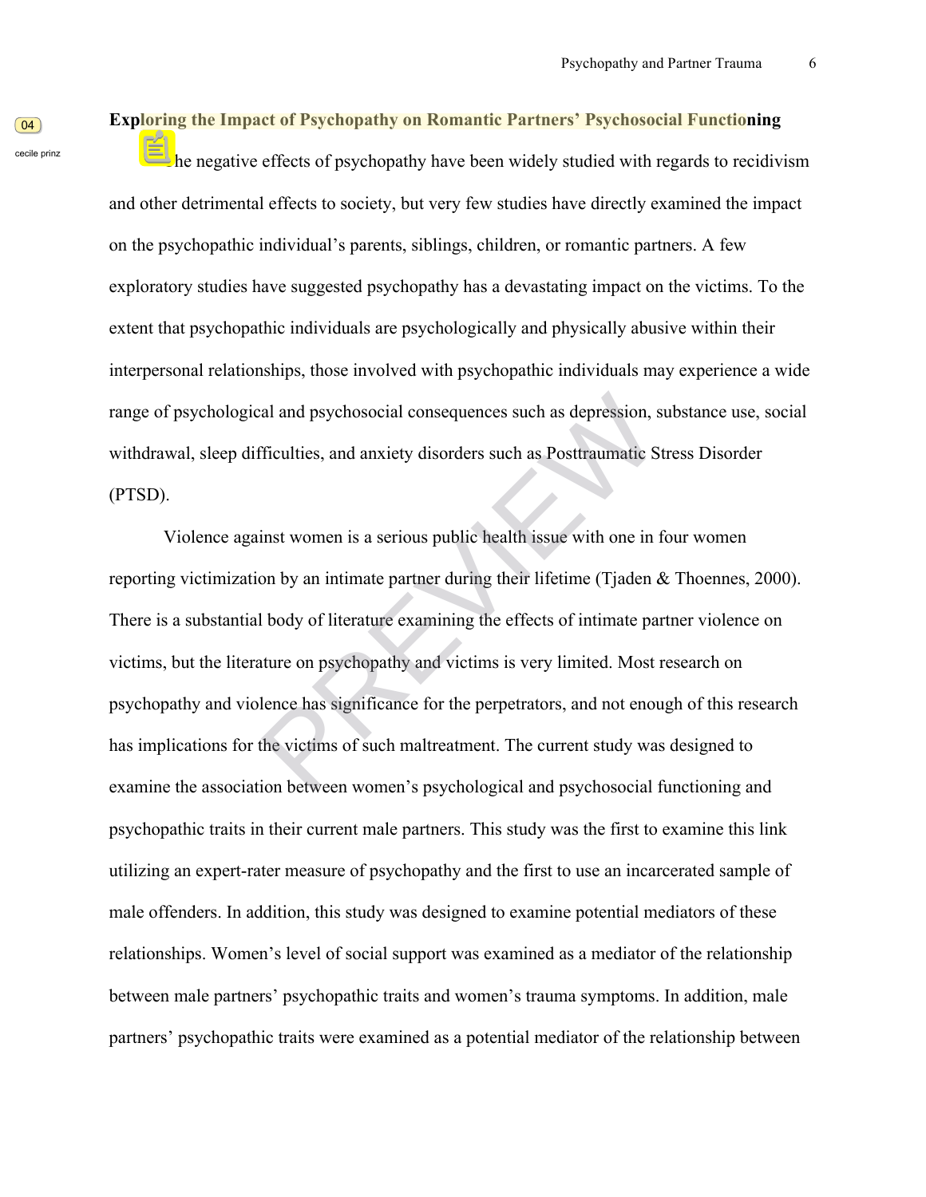## Exploring the Impact of Psychopathy on Romantic Partners' Psychosocial Functioning

The negative effects of psychopathy have been widely studied with regards to recidivism and other detrimental effects to society, but very few studies have directly examined the impact on the psychopathic individual's parents, siblings, children, or romantic partners. A few exploratory studies have suggested psychopathy has a devastating impact on the victims. To the extent that psychopathic individuals are psychologically and physically abusive within their interpersonal relationships, those involved with psychopathic individuals may experience a wide range of psychological and psychosocial consequences such as depression, substance use, social withdrawal, sleep difficulties, and anxiety disorders such as Posttraumatic Stress Disorder (PTSD).

Violence against women is a serious public health issue with one in four women reporting victimization by an intimate partner during their lifetime (Tjaden & Thoennes, 2000). There is a substantial body of literature examining the effects of intimate partner violence on victims, but the literature on psychopathy and victims is very limited. Most research on psychopathy and violence has significance for the perpetrators, and not enough of this research has implications for the victims of such maltreatment. The current study was designed to examine the association between women's psychological and psychosocial functioning and psychopathic traits in their current male partners. This study was the first to examine this link utilizing an expert-rater measure of psychopathy and the first to use an incarcerated sample of male offenders. In addition, this study was designed to examine potential mediators of these relationships. Women's level of social support was examined as a mediator of the relationship between male partners' psychopathic traits and women's trauma symptoms. In addition, male partners' psychopathic traits were examined as a potential mediator of the relationship between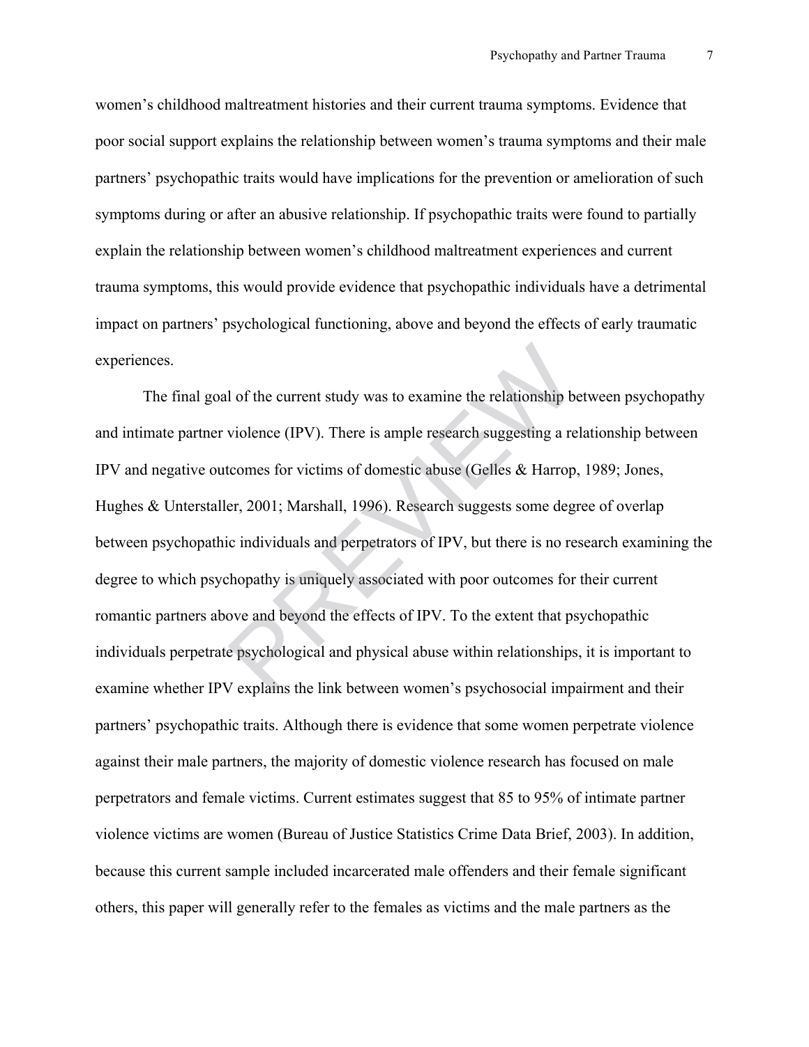women's childhood maltreatment histories and their current trauma symptoms. Evidence that poor social support explains the relationship between women's trauma symptoms and their male partners' psychopathic traits would have implications for the prevention or amelioration of such symptoms during or after an abusive relationship. If psychopathic traits were found to partially explain the relationship between women's childhood maltreatment experiences and current trauma symptoms, this would provide evidence that psychopathic individuals have a detrimental impact on partners' psychological functioning, above and beyond the effects of early traumatic experiences.

The final goal of the current study was to examine the relationship between psychopathy and intimate partner violence (IPV). There is ample research suggesting a relationship between IPV and negative outcomes for victims of domestic abuse (Gelles & Harrop, 1989; Jones, Hughes & Unterstaller, 2001; Marshall, 1996). Research suggests some degree of overlap between psychopathic individuals and perpetrators of IPV, but there is no research examining the degree to which psychopathy is uniquely associated with poor outcomes for their current romantic partners above and beyond the effects of IPV. To the extent that psychopathic individuals perpetrate psychological and physical abuse within relationships, it is important to examine whether IPV explains the link between women's psychosocial impairment and their partners' psychopathic traits. Although there is evidence that some women perpetrate violence against their male partners, the majority of domestic violence research has focused on male perpetrators and female victims. Current estimates suggest that 85 to 95% of intimate partner violence victims are women (Bureau of Justice Statistics Crime Data Brief, 2003). In addition, because this current sample included incarcerated male offenders and their female significant others, this paper will generally refer to the females as victims and the male partners as the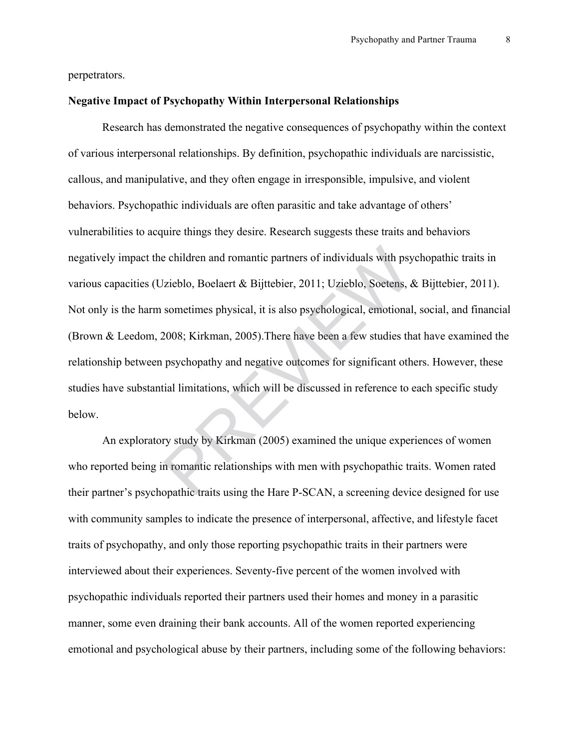perpetrators.

**Negative Impact of Psychopathy Within Interpersonal Relationships**

Research has demonstrated the negative consequences of psychopathy within the context of various interpersonal relationships. By definition, psychopathic individuals are narcissistic, callous, and manipulative, and they often engage in irresponsible, impulsive, and violent behaviors. Psychopathic individuals are often parasitic and take advantage of others' vulnerabilities to acquire things they desire. Research suggests these traits and behaviors negatively impact the children and romantic partners of individuals with psychopathic traits in various capacities (Uzieblo, Boelaert & Bijttebier, 2011; Uzieblo, Soetens, & Bijttebier, 2011). Not only is the harm sometimes physical, it is also psychological, emotional, social, and financial (Brown & Leedom, 2008; Kirkman, 2005).There have been a few studies that have examined the relationship between psychopathy and negative outcomes for significant others. However, these studies have substantial limitations, which will be discussed in reference to each specific study below.

An exploratory study by Kirkman (2005) examined the unique experiences of women who reported being in romantic relationships with men with psychopathic traits. Women rated their partner's psychopathic traits using the Hare P-SCAN, a screening device designed for use with community samples to indicate the presence of interpersonal, affective, and lifestyle facet traits of psychopathy, and only those reporting psychopathic traits in their partners were interviewed about their experiences. Seventy-five percent of the women involved with psychopathic individuals reported their partners used their homes and money in a parasitic manner, some even draining their bank accounts. All of the women reported experiencing emotional and psychological abuse by their partners, including some of the following behaviors: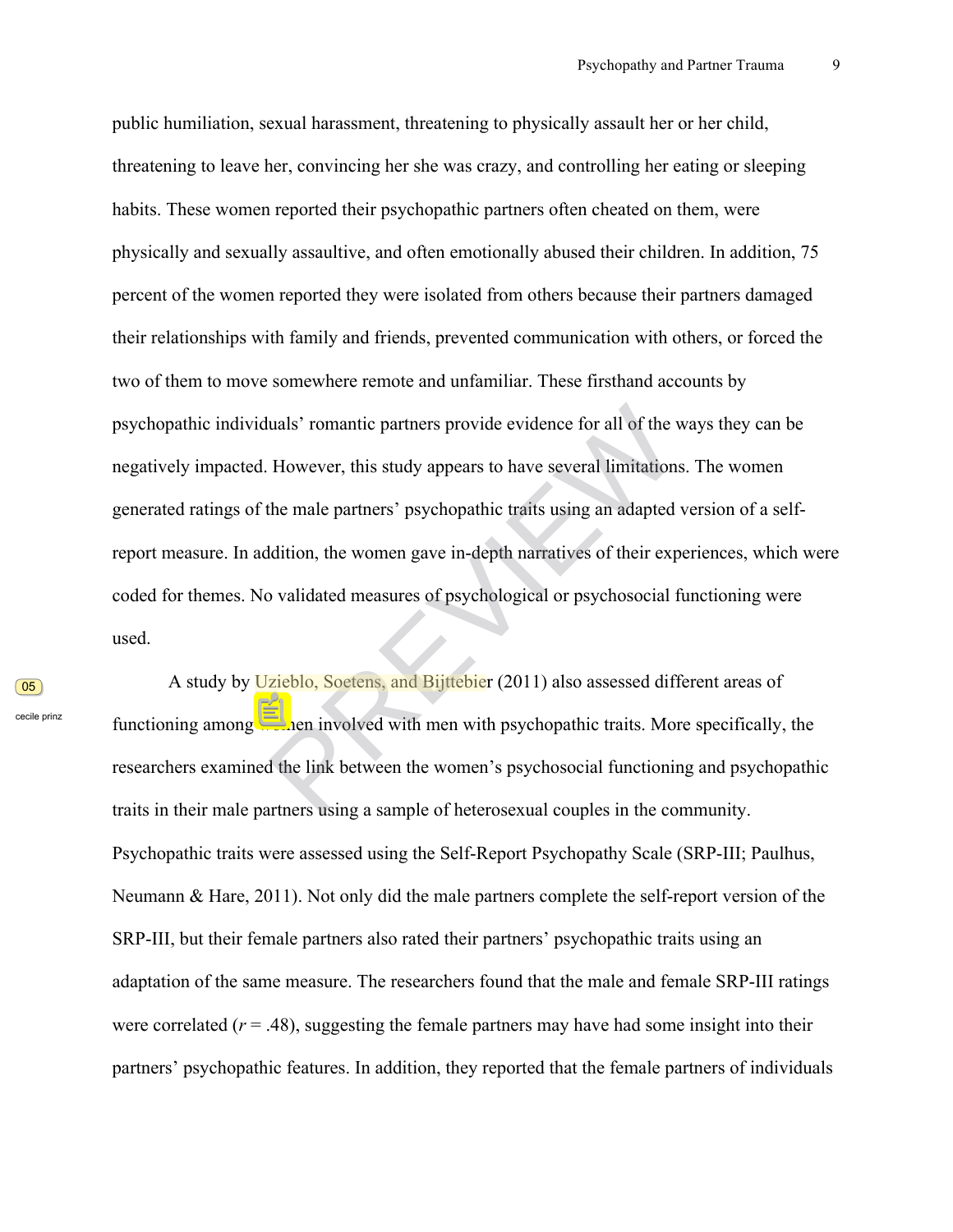public humiliation, sexual harassment, threatening to physically assault her or her child, threatening to leave her, convincing her she was crazy, and controlling her eating or sleeping habits. These women reported their psychopathic partners often cheated on them, were physically and sexually assaultive, and often emotionally abused their children. In addition, 75 percent of the women reported they were isolated from others because their partners damaged their relationships with family and friends, prevented communication with others, or forced the two of them to move somewhere remote and unfamiliar. These firsthand accounts by psychopathic individuals' romantic partners provide evidence for all of the ways they can be negatively impacted. However, this study appears to have several limitations. The women generated ratings of the male partners' psychopathic traits using an adapted version of a self-report measure. In addition, the women gave in-depth narratives of their experiences, which were coded for themes. No validated measures of psychological or psychosocial functioning were used.

A study by Uzieblo, Soetens, and Bijttebier (2011) also assessed different areas of functioning among women involved with men with psychopathic traits. More specifically, the researchers examined the link between the women's psychosocial functioning and psychopathic traits in their male partners using a sample of heterosexual couples in the community. Psychopathic traits were assessed using the Self-Report Psychopathy Scale (SRP-III; Paulhus, Neumann & Hare, 2011). Not only did the male partners complete the self-report version of the SRP-III, but their female partners also rated their partners' psychopathic traits using an adaptation of the same measure. The researchers found that the male and female SRP-III ratings were correlated ($r = .48$), suggesting the female partners may have had some insight into their partners' psychopathic features. In addition, they reported that the female partners of individuals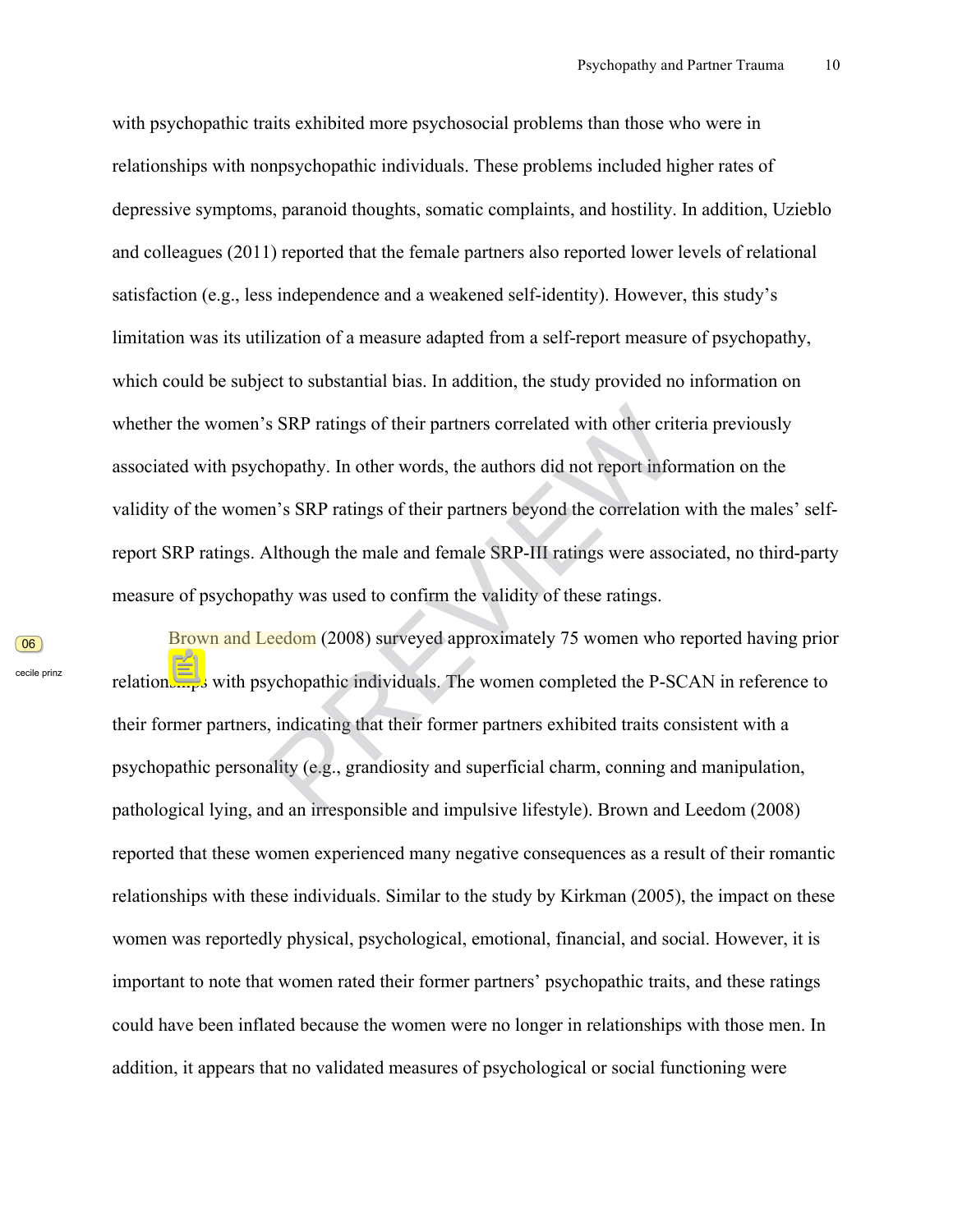with psychopathic traits exhibited more psychosocial problems than those who were in relationships with nonpsychopathic individuals. These problems included higher rates of depressive symptoms, paranoid thoughts, somatic complaints, and hostility. In addition, Uzieblo and colleagues (2011) reported that the female partners also reported lower levels of relational satisfaction (e.g., less independence and a weakened self-identity). However, this study's limitation was its utilization of a measure adapted from a self-report measure of psychopathy, which could be subject to substantial bias. In addition, the study provided no information on whether the women's SRP ratings of their partners correlated with other criteria previously associated with psychopathy. In other words, the authors did not report information on the validity of the women's SRP ratings of their partners beyond the correlation with the males' self-report SRP ratings. Although the male and female SRP-III ratings were associated, no third-party measure of psychopathy was used to confirm the validity of these ratings.

Brown and Leedom (2008) surveyed approximately 75 women who reported having prior relationships with psychopathic individuals. The women completed the P-SCAN in reference to their former partners, indicating that their former partners exhibited traits consistent with a psychopathic personality (e.g., grandiosity and superficial charm, conning and manipulation, pathological lying, and an irresponsible and impulsive lifestyle). Brown and Leedom (2008) reported that these women experienced many negative consequences as a result of their romantic relationships with these individuals. Similar to the study by Kirkman (2005), the impact on these women was reportedly physical, psychological, emotional, financial, and social. However, it is important to note that women rated their former partners' psychopathic traits, and these ratings could have been inflated because the women were no longer in relationships with those men. In addition, it appears that no validated measures of psychological or social functioning were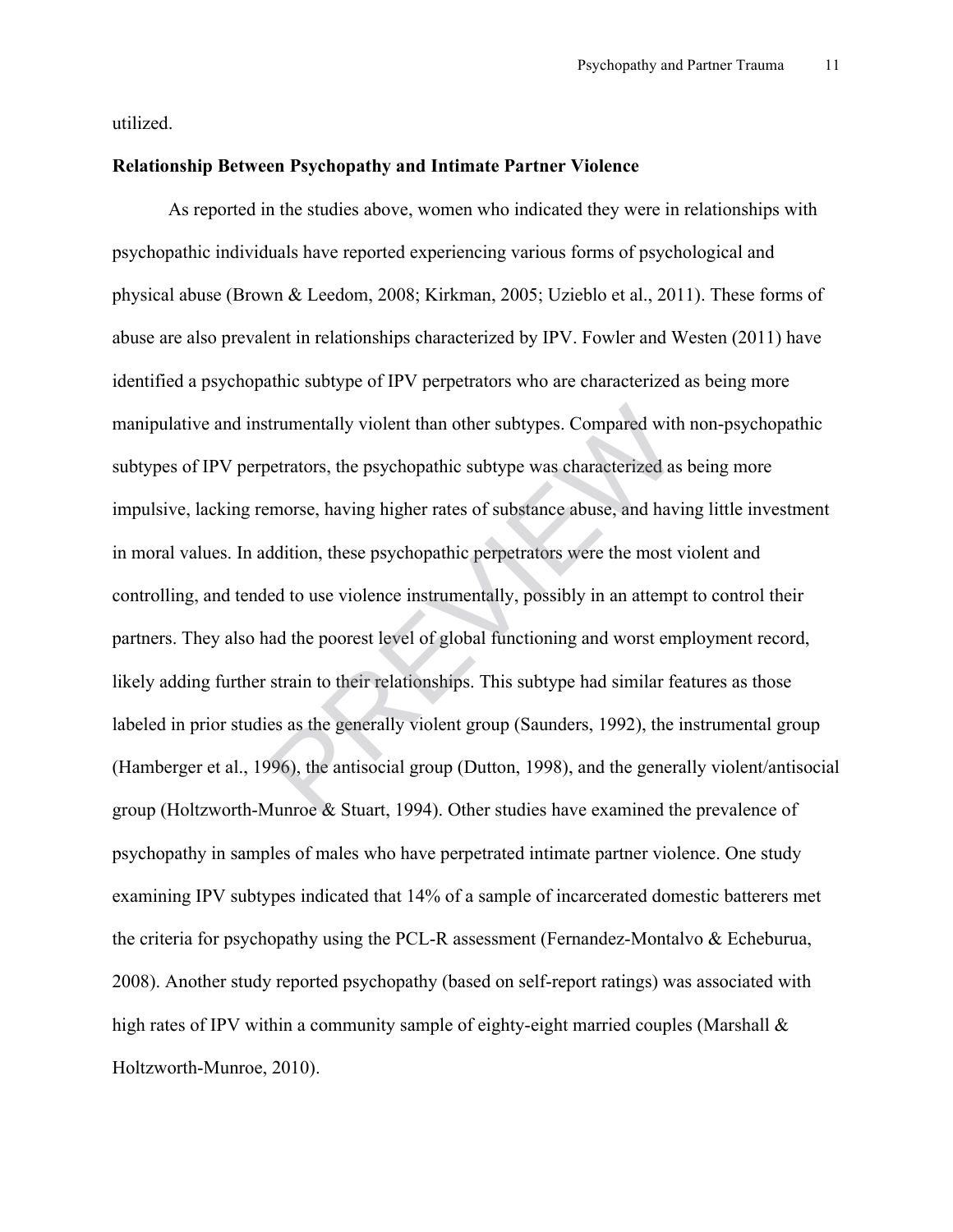utilized.

**Relationship Between Psychopathy and Intimate Partner Violence**

As reported in the studies above, women who indicated they were in relationships with psychopathic individuals have reported experiencing various forms of psychological and physical abuse (Brown & Leedom, 2008; Kirkman, 2005; Uzieblo et al., 2011). These forms of abuse are also prevalent in relationships characterized by IPV. Fowler and Westen (2011) have identified a psychopathic subtype of IPV perpetrators who are characterized as being more manipulative and instrumentally violent than other subtypes. Compared with non-psychopathic subtypes of IPV perpetrators, the psychopathic subtype was characterized as being more impulsive, lacking remorse, having higher rates of substance abuse, and having little investment in moral values. In addition, these psychopathic perpetrators were the most violent and controlling, and tended to use violence instrumentally, possibly in an attempt to control their partners. They also had the poorest level of global functioning and worst employment record, likely adding further strain to their relationships. This subtype had similar features as those labeled in prior studies as the generally violent group (Saunders, 1992), the instrumental group (Hamberger et al., 1996), the antisocial group (Dutton, 1998), and the generally violent/antisocial group (Holtzworth-Munroe & Stuart, 1994). Other studies have examined the prevalence of psychopathy in samples of males who have perpetrated intimate partner violence. One study examining IPV subtypes indicated that 14% of a sample of incarcerated domestic batterers met the criteria for psychopathy using the PCL-R assessment (Fernandez-Montalvo & Echeburua, 2008). Another study reported psychopathy (based on self-report ratings) was associated with high rates of IPV within a community sample of eighty-eight married couples (Marshall & Holtzworth-Munroe, 2010).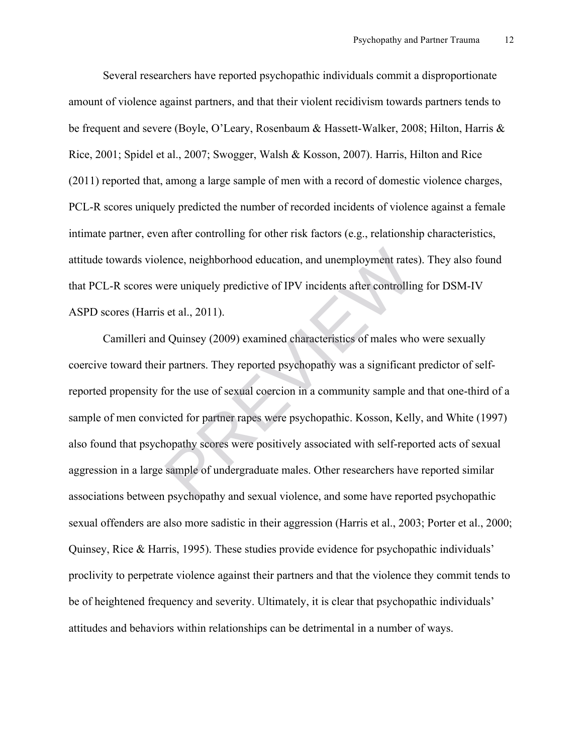Several researchers have reported psychopathic individuals commit a disproportionate amount of violence against partners, and that their violent recidivism towards partners tends to be frequent and severe (Boyle, O'Leary, Rosenbaum & Hassett-Walker, 2008; Hilton, Harris & Rice, 2001; Spidel et al., 2007; Swogger, Walsh & Kosson, 2007). Harris, Hilton and Rice (2011) reported that, among a large sample of men with a record of domestic violence charges, PCL-R scores uniquely predicted the number of recorded incidents of violence against a female intimate partner, even after controlling for other risk factors (e.g., relationship characteristics, attitude towards violence, neighborhood education, and unemployment rates). They also found that PCL-R scores were uniquely predictive of IPV incidents after controlling for DSM-IV ASPD scores (Harris et al., 2011).

Camilleri and Quinsey (2009) examined characteristics of males who were sexually coercive toward their partners. They reported psychopathy was a significant predictor of self-reported propensity for the use of sexual coercion in a community sample and that one-third of a sample of men convicted for partner rapes were psychopathic. Kosson, Kelly, and White (1997) also found that psychopathy scores were positively associated with self-reported acts of sexual aggression in a large sample of undergraduate males. Other researchers have reported similar associations between psychopathy and sexual violence, and some have reported psychopathic sexual offenders are also more sadistic in their aggression (Harris et al., 2003; Porter et al., 2000; Quinsey, Rice & Harris, 1995). These studies provide evidence for psychopathic individuals' proclivity to perpetrate violence against their partners and that the violence they commit tends to be of heightened frequency and severity. Ultimately, it is clear that psychopathic individuals' attitudes and behaviors within relationships can be detrimental in a number of ways.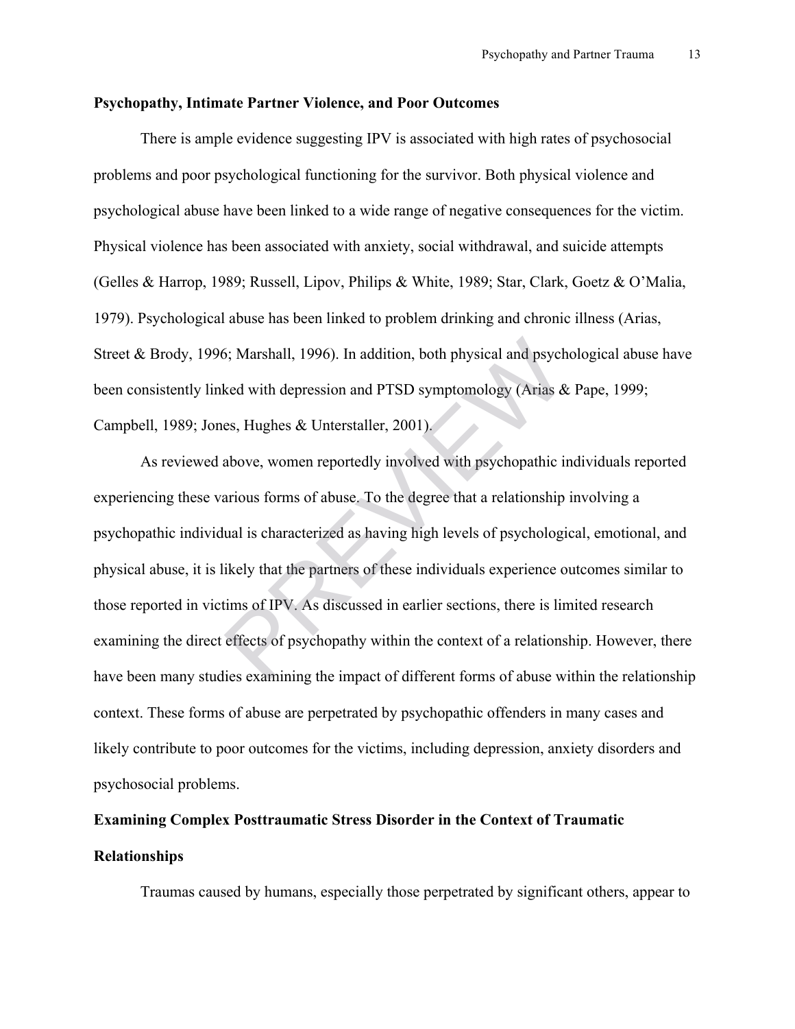**Psychopathy, Intimate Partner Violence, and Poor Outcomes**

There is ample evidence suggesting IPV is associated with high rates of psychosocial problems and poor psychological functioning for the survivor. Both physical violence and psychological abuse have been linked to a wide range of negative consequences for the victim. Physical violence has been associated with anxiety, social withdrawal, and suicide attempts (Gelles & Harrop, 1989; Russell, Lipov, Philips & White, 1989; Star, Clark, Goetz & O'Malia, 1979). Psychological abuse has been linked to problem drinking and chronic illness (Arias, Street & Brody, 1996; Marshall, 1996). In addition, both physical and psychological abuse have been consistently linked with depression and PTSD symptomology (Arias & Pape, 1999; Campbell, 1989; Jones, Hughes & Unterstaller, 2001).

As reviewed above, women reportedly involved with psychopathic individuals reported experiencing these various forms of abuse. To the degree that a relationship involving a psychopathic individual is characterized as having high levels of psychological, emotional, and physical abuse, it is likely that the partners of these individuals experience outcomes similar to those reported in victims of IPV. As discussed in earlier sections, there is limited research examining the direct effects of psychopathy within the context of a relationship. However, there have been many studies examining the impact of different forms of abuse within the relationship context. These forms of abuse are perpetrated by psychopathic offenders in many cases and likely contribute to poor outcomes for the victims, including depression, anxiety disorders and psychosocial problems.

**Examining Complex Posttraumatic Stress Disorder in the Context of Traumatic Relationships**

Traumas caused by humans, especially those perpetrated by significant others, appear to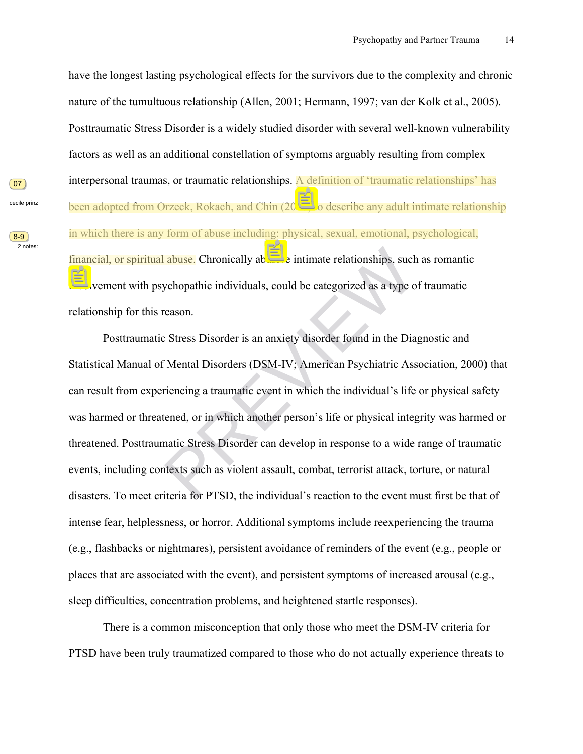have the longest lasting psychological effects for the survivors due to the complexity and chronic nature of the tumultuous relationship (Allen, 2001; Hermann, 1997; van der Kolk et al., 2005). Posttraumatic Stress Disorder is a widely studied disorder with several well-known vulnerability factors as well as an additional constellation of symptoms arguably resulting from complex interpersonal traumas, or traumatic relationships. A definition of 'traumatic relationships' has been adopted from Orzeck, Rokach, and Chin (2010) to describe any adult intimate relationship in which there is any form of abuse including: physical, sexual, emotional, psychological, financial, or spiritual abuse. Chronically abusive intimate relationships, such as romantic involvement with psychopathic individuals, could be categorized as a type of traumatic relationship for this reason.

Posttraumatic Stress Disorder is an anxiety disorder found in the Diagnostic and Statistical Manual of Mental Disorders (DSM-IV; American Psychiatric Association, 2000) that can result from experiencing a traumatic event in which the individual's life or physical safety was harmed or threatened, or in which another person's life or physical integrity was harmed or threatened. Posttraumatic Stress Disorder can develop in response to a wide range of traumatic events, including contexts such as violent assault, combat, terrorist attack, torture, or natural disasters. To meet criteria for PTSD, the individual's reaction to the event must first be that of intense fear, helplessness, or horror. Additional symptoms include reexperiencing the trauma (e.g., flashbacks or nightmares), persistent avoidance of reminders of the event (e.g., people or places that are associated with the event), and persistent symptoms of increased arousal (e.g., sleep difficulties, concentration problems, and heightened startle responses).

There is a common misconception that only those who meet the DSM-IV criteria for PTSD have been truly traumatized compared to those who do not actually experience threats to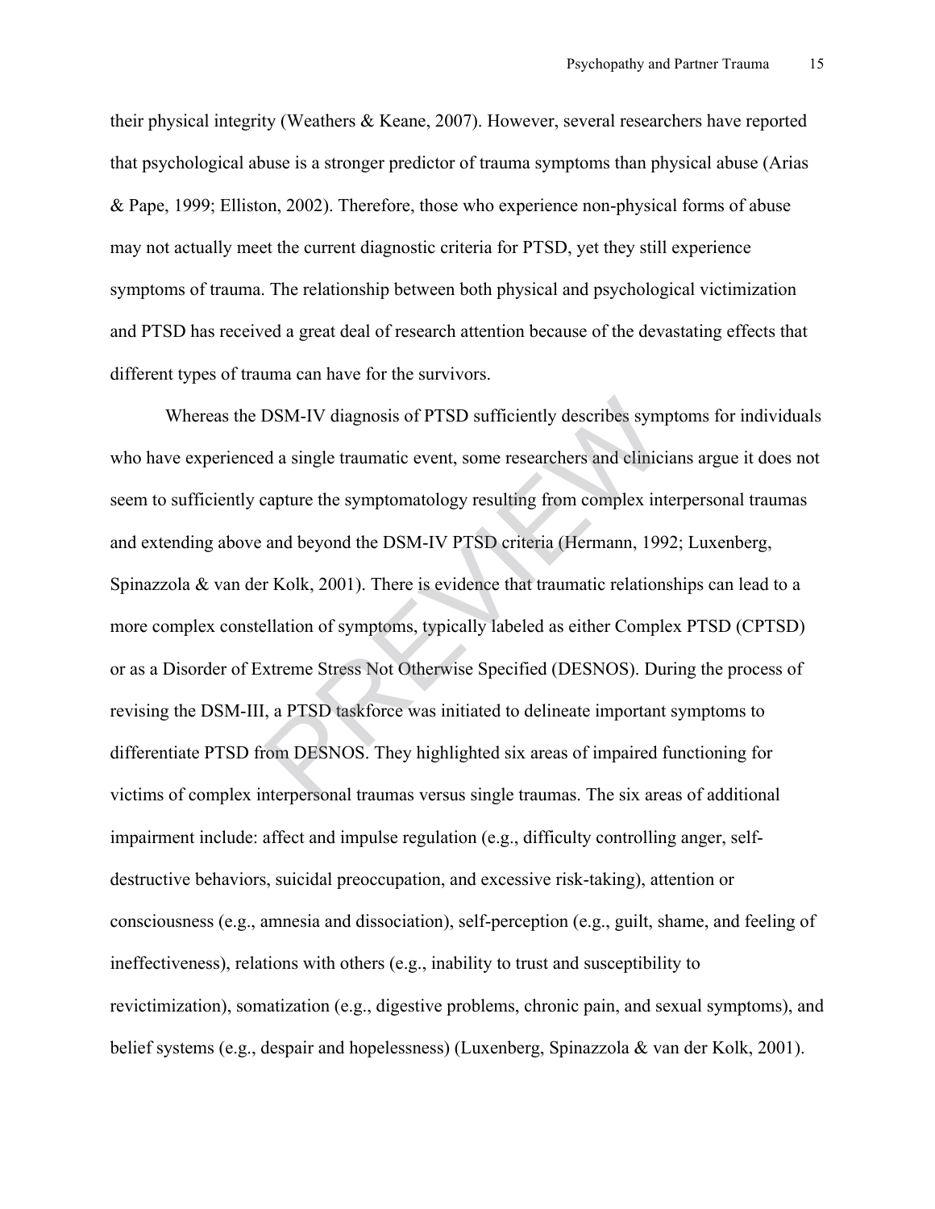their physical integrity (Weathers & Keane, 2007). However, several researchers have reported that psychological abuse is a stronger predictor of trauma symptoms than physical abuse (Arias & Pape, 1999; Elliston, 2002). Therefore, those who experience non-physical forms of abuse may not actually meet the current diagnostic criteria for PTSD, yet they still experience symptoms of trauma. The relationship between both physical and psychological victimization and PTSD has received a great deal of research attention because of the devastating effects that different types of trauma can have for the survivors.

Whereas the DSM-IV diagnosis of PTSD sufficiently describes symptoms for individuals who have experienced a single traumatic event, some researchers and clinicians argue it does not seem to sufficiently capture the symptomatology resulting from complex interpersonal traumas and extending above and beyond the DSM-IV PTSD criteria (Hermann, 1992; Luxenberg, Spinazzola & van der Kolk, 2001). There is evidence that traumatic relationships can lead to a more complex constellation of symptoms, typically labeled as either Complex PTSD (CPTSD) or as a Disorder of Extreme Stress Not Otherwise Specified (DESNOS). During the process of revising the DSM-III, a PTSD taskforce was initiated to delineate important symptoms to differentiate PTSD from DESNOS. They highlighted six areas of impaired functioning for victims of complex interpersonal traumas versus single traumas. The six areas of additional impairment include: affect and impulse regulation (e.g., difficulty controlling anger, self-destructive behaviors, suicidal preoccupation, and excessive risk-taking), attention or consciousness (e.g., amnesia and dissociation), self-perception (e.g., guilt, shame, and feeling of ineffectiveness), relations with others (e.g., inability to trust and susceptibility to revictimization), somatization (e.g., digestive problems, chronic pain, and sexual symptoms), and belief systems (e.g., despair and hopelessness) (Luxenberg, Spinazzola & van der Kolk, 2001).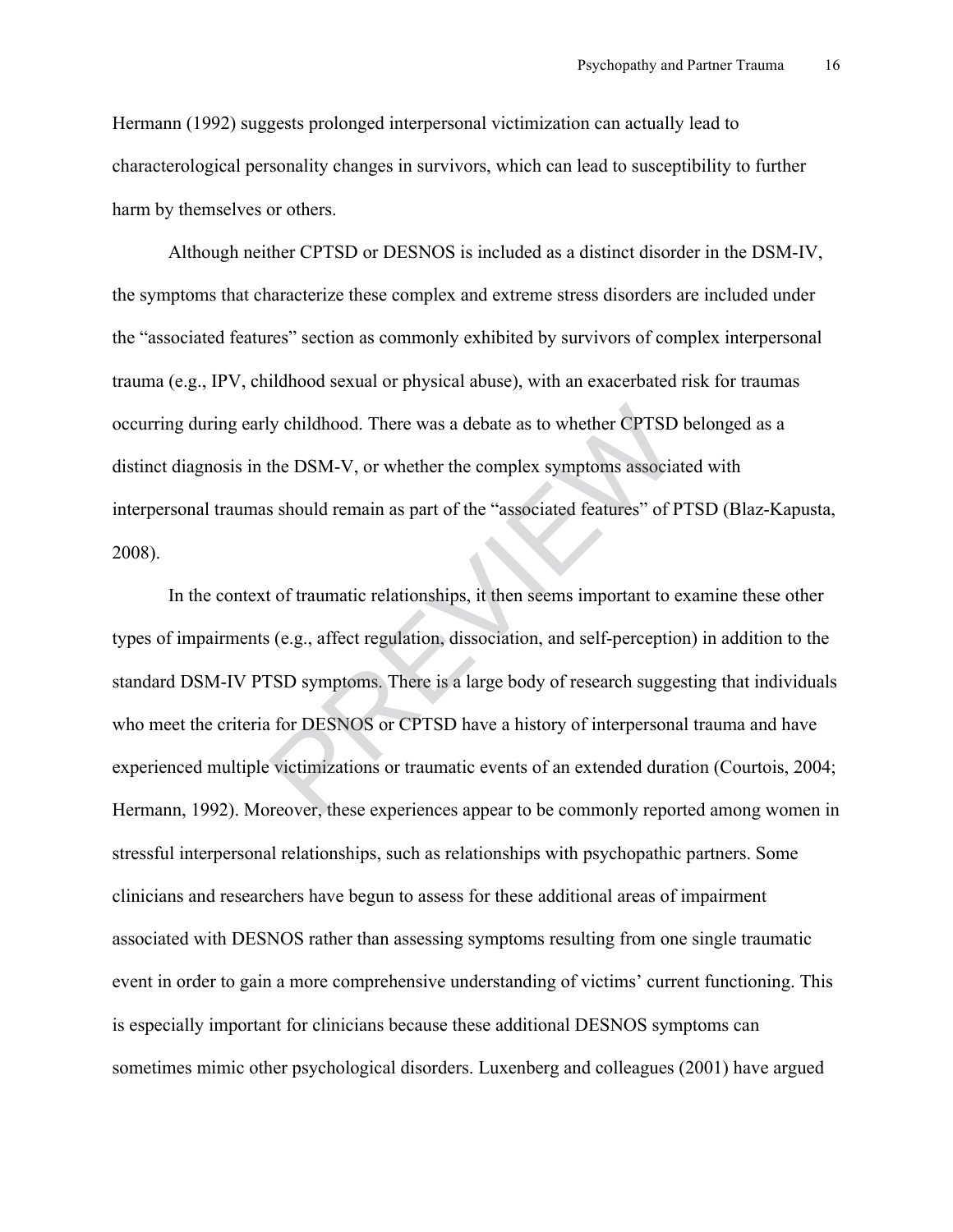Hermann (1992) suggests prolonged interpersonal victimization can actually lead to characterological personality changes in survivors, which can lead to susceptibility to further harm by themselves or others.

Although neither CPTSD or DESNOS is included as a distinct disorder in the DSM-IV, the symptoms that characterize these complex and extreme stress disorders are included under the “associated features” section as commonly exhibited by survivors of complex interpersonal trauma (e.g., IPV, childhood sexual or physical abuse), with an exacerbated risk for traumas occurring during early childhood. There was a debate as to whether CPTSD belonged as a distinct diagnosis in the DSM-V, or whether the complex symptoms associated with interpersonal traumas should remain as part of the “associated features” of PTSD (Blaz-Kapusta, 2008).

In the context of traumatic relationships, it then seems important to examine these other types of impairments (e.g., affect regulation, dissociation, and self-perception) in addition to the standard DSM-IV PTSD symptoms. There is a large body of research suggesting that individuals who meet the criteria for DESNOS or CPTSD have a history of interpersonal trauma and have experienced multiple victimizations or traumatic events of an extended duration (Courtois, 2004; Hermann, 1992). Moreover, these experiences appear to be commonly reported among women in stressful interpersonal relationships, such as relationships with psychopathic partners. Some clinicians and researchers have begun to assess for these additional areas of impairment associated with DESNOS rather than assessing symptoms resulting from one single traumatic event in order to gain a more comprehensive understanding of victims’ current functioning. This is especially important for clinicians because these additional DESNOS symptoms can sometimes mimic other psychological disorders. Luxenberg and colleagues (2001) have argued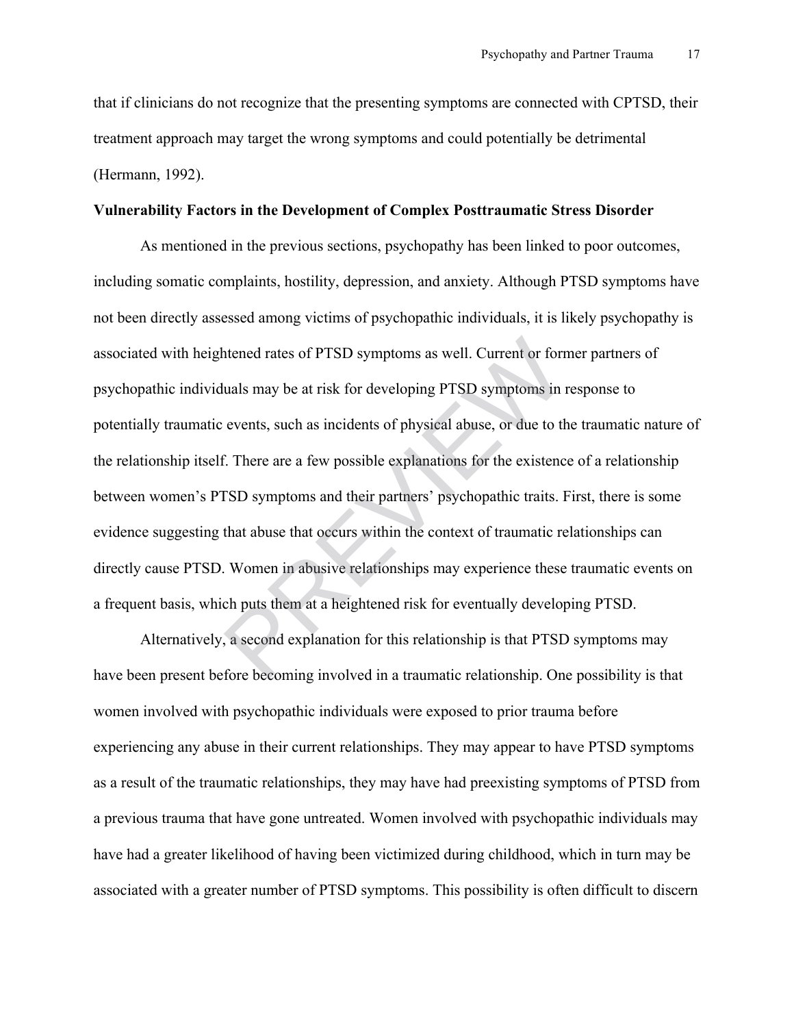that if clinicians do not recognize that the presenting symptoms are connected with CPTSD, their treatment approach may target the wrong symptoms and could potentially be detrimental (Hermann, 1992).

**Vulnerability Factors in the Development of Complex Posttraumatic Stress Disorder**

As mentioned in the previous sections, psychopathy has been linked to poor outcomes, including somatic complaints, hostility, depression, and anxiety. Although PTSD symptoms have not been directly assessed among victims of psychopathic individuals, it is likely psychopathy is associated with heightened rates of PTSD symptoms as well. Current or former partners of psychopathic individuals may be at risk for developing PTSD symptoms in response to potentially traumatic events, such as incidents of physical abuse, or due to the traumatic nature of the relationship itself. There are a few possible explanations for the existence of a relationship between women's PTSD symptoms and their partners' psychopathic traits. First, there is some evidence suggesting that abuse that occurs within the context of traumatic relationships can directly cause PTSD. Women in abusive relationships may experience these traumatic events on a frequent basis, which puts them at a heightened risk for eventually developing PTSD.

Alternatively, a second explanation for this relationship is that PTSD symptoms may have been present before becoming involved in a traumatic relationship. One possibility is that women involved with psychopathic individuals were exposed to prior trauma before experiencing any abuse in their current relationships. They may appear to have PTSD symptoms as a result of the traumatic relationships, they may have had preexisting symptoms of PTSD from a previous trauma that have gone untreated. Women involved with psychopathic individuals may have had a greater likelihood of having been victimized during childhood, which in turn may be associated with a greater number of PTSD symptoms. This possibility is often difficult to discern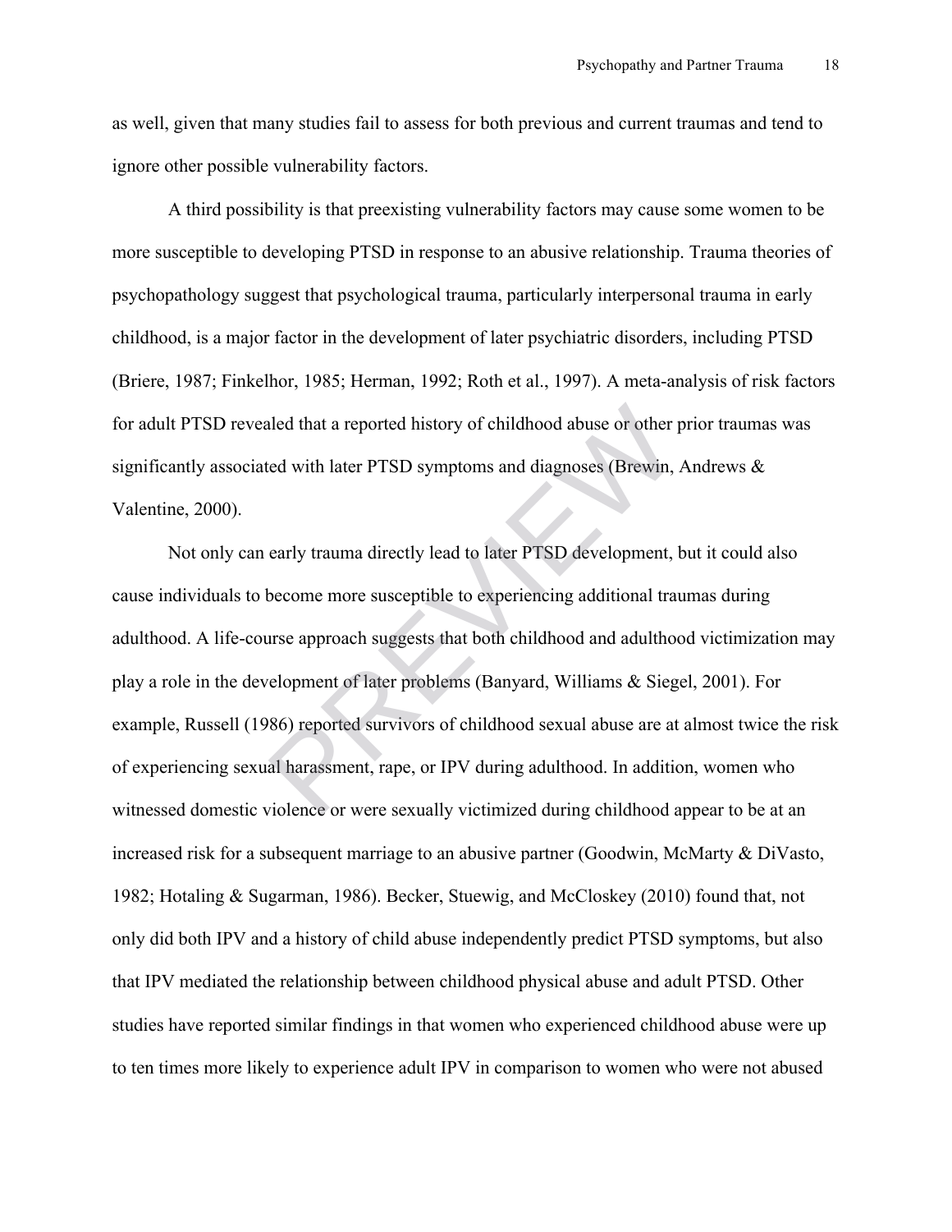as well, given that many studies fail to assess for both previous and current traumas and tend to ignore other possible vulnerability factors.

A third possibility is that preexisting vulnerability factors may cause some women to be more susceptible to developing PTSD in response to an abusive relationship. Trauma theories of psychopathology suggest that psychological trauma, particularly interpersonal trauma in early childhood, is a major factor in the development of later psychiatric disorders, including PTSD (Briere, 1987; Finkelhor, 1985; Herman, 1992; Roth et al., 1997). A meta-analysis of risk factors for adult PTSD revealed that a reported history of childhood abuse or other prior traumas was significantly associated with later PTSD symptoms and diagnoses (Brewin, Andrews & Valentine, 2000).

Not only can early trauma directly lead to later PTSD development, but it could also cause individuals to become more susceptible to experiencing additional traumas during adulthood. A life-course approach suggests that both childhood and adulthood victimization may play a role in the development of later problems (Banyard, Williams & Siegel, 2001). For example, Russell (1986) reported survivors of childhood sexual abuse are at almost twice the risk of experiencing sexual harassment, rape, or IPV during adulthood. In addition, women who witnessed domestic violence or were sexually victimized during childhood appear to be at an increased risk for a subsequent marriage to an abusive partner (Goodwin, McMarty & DiVasto, 1982; Hotaling & Sugarman, 1986). Becker, Stuewig, and McCloskey (2010) found that, not only did both IPV and a history of child abuse independently predict PTSD symptoms, but also that IPV mediated the relationship between childhood physical abuse and adult PTSD. Other studies have reported similar findings in that women who experienced childhood abuse were up to ten times more likely to experience adult IPV in comparison to women who were not abused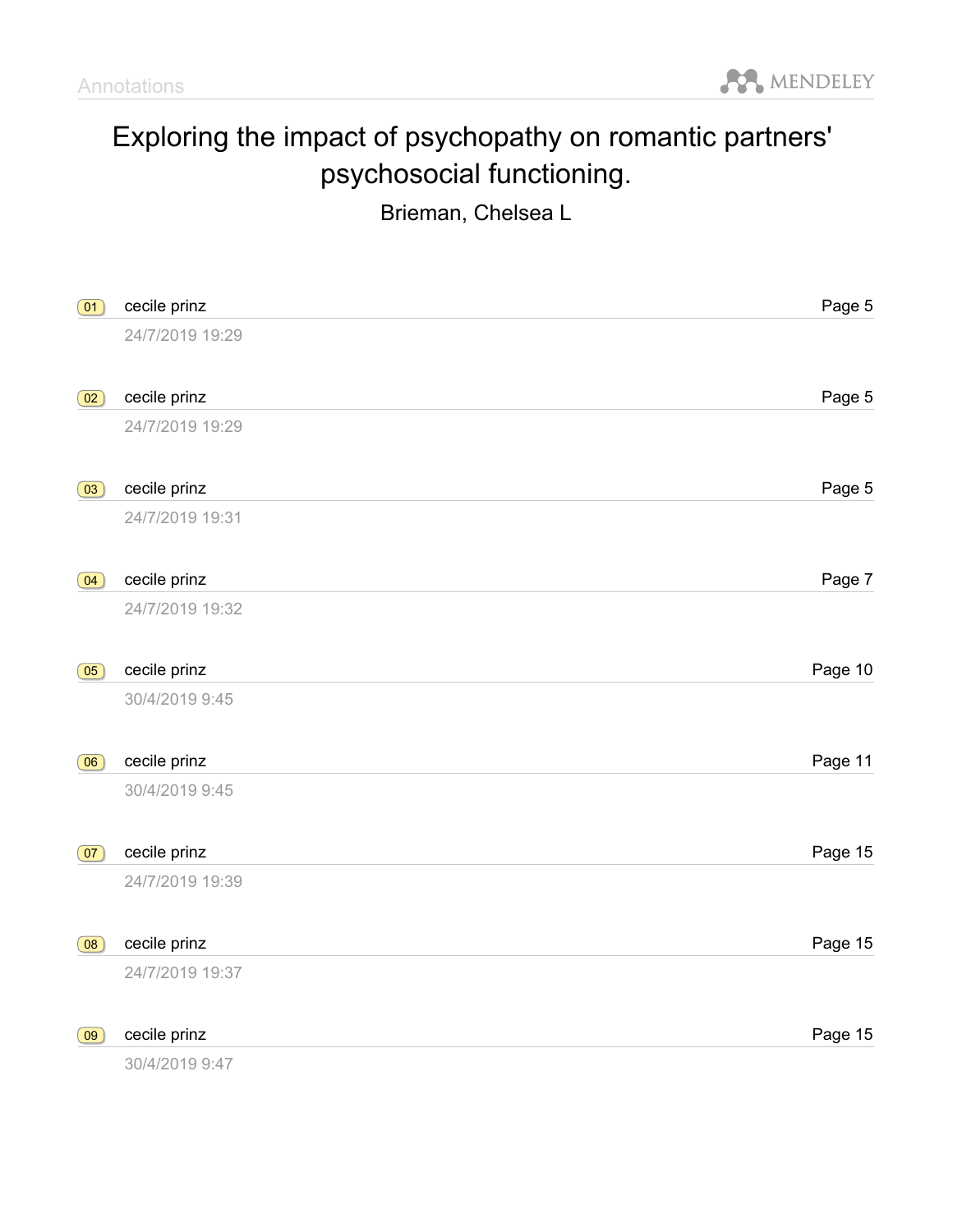Annotations

# Exploring the impact of psychopathy on romantic partners' psychosocial functioning.

Brieman, Chelsea L

01 cecile prinz — Page 5

24/7/2019 19:29

02 cecile prinz — Page 5

24/7/2019 19:29

03 cecile prinz — Page 5

24/7/2019 19:31

04 cecile prinz — Page 7

24/7/2019 19:32

05 cecile prinz — Page 10

30/4/2019 9:45

06 cecile prinz — Page 11

30/4/2019 9:45

07 cecile prinz — Page 15

24/7/2019 19:39

08 cecile prinz — Page 15

24/7/2019 19:37

09 cecile prinz — Page 15

30/4/2019 9:47